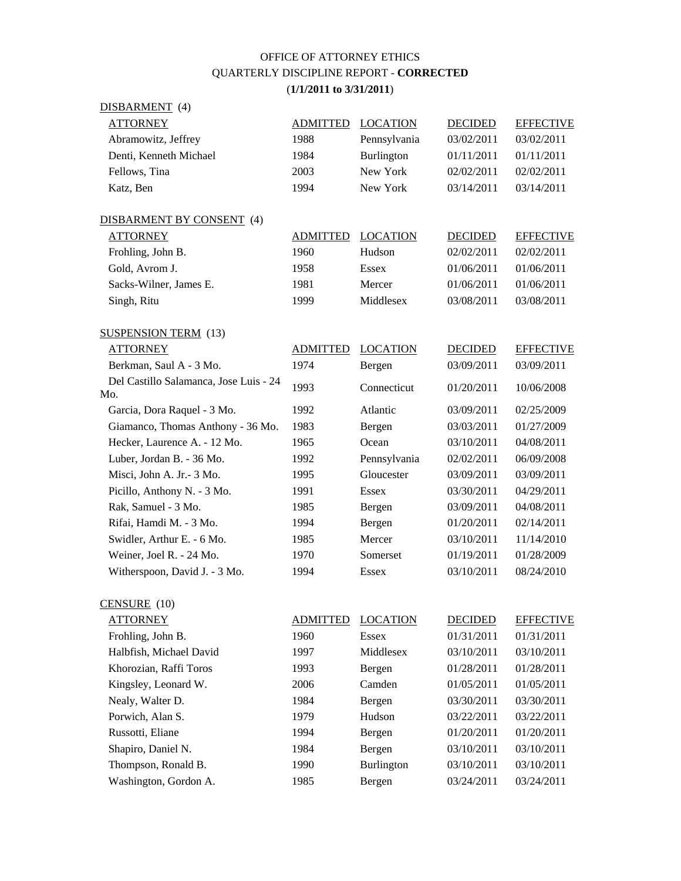# OFFICE OF ATTORNEY ETHICS
## QUARTERLY DISCIPLINE REPORT - **CORRECTED**
### (**1/1/2011 to 3/31/2011**)

DISBARMENT (4)

| ATTORNEY | ADMITTED | LOCATION | DECIDED | EFFECTIVE |
|---|---|---|---|---|
| Abramowitz, Jeffrey | 1988 | Pennsylvania | 03/02/2011 | 03/02/2011 |
| Denti, Kenneth Michael | 1984 | Burlington | 01/11/2011 | 01/11/2011 |
| Fellows, Tina | 2003 | New York | 02/02/2011 | 02/02/2011 |
| Katz, Ben | 1994 | New York | 03/14/2011 | 03/14/2011 |

DISBARMENT BY CONSENT (4)

| ATTORNEY | ADMITTED | LOCATION | DECIDED | EFFECTIVE |
|---|---|---|---|---|
| Frohling, John B. | 1960 | Hudson | 02/02/2011 | 02/02/2011 |
| Gold, Avrom J. | 1958 | Essex | 01/06/2011 | 01/06/2011 |
| Sacks-Wilner, James E. | 1981 | Mercer | 01/06/2011 | 01/06/2011 |
| Singh, Ritu | 1999 | Middlesex | 03/08/2011 | 03/08/2011 |

SUSPENSION TERM (13)

| ATTORNEY | ADMITTED | LOCATION | DECIDED | EFFECTIVE |
|---|---|---|---|---|
| Berkman, Saul A - 3 Mo. | 1974 | Bergen | 03/09/2011 | 03/09/2011 |
| Del Castillo Salamanca, Jose Luis - 24 Mo. | 1993 | Connecticut | 01/20/2011 | 10/06/2008 |
| Garcia, Dora Raquel - 3 Mo. | 1992 | Atlantic | 03/09/2011 | 02/25/2009 |
| Giamanco, Thomas Anthony - 36 Mo. | 1983 | Bergen | 03/03/2011 | 01/27/2009 |
| Hecker, Laurence A. - 12 Mo. | 1965 | Ocean | 03/10/2011 | 04/08/2011 |
| Luber, Jordan B. - 36 Mo. | 1992 | Pennsylvania | 02/02/2011 | 06/09/2008 |
| Misci, John A. Jr.- 3 Mo. | 1995 | Gloucester | 03/09/2011 | 03/09/2011 |
| Picillo, Anthony N. - 3 Mo. | 1991 | Essex | 03/30/2011 | 04/29/2011 |
| Rak, Samuel - 3 Mo. | 1985 | Bergen | 03/09/2011 | 04/08/2011 |
| Rifai, Hamdi M. - 3 Mo. | 1994 | Bergen | 01/20/2011 | 02/14/2011 |
| Swidler, Arthur E. - 6 Mo. | 1985 | Mercer | 03/10/2011 | 11/14/2010 |
| Weiner, Joel R. - 24 Mo. | 1970 | Somerset | 01/19/2011 | 01/28/2009 |
| Witherspoon, David J. - 3 Mo. | 1994 | Essex | 03/10/2011 | 08/24/2010 |

CENSURE (10)

| ATTORNEY | ADMITTED | LOCATION | DECIDED | EFFECTIVE |
|---|---|---|---|---|
| Frohling, John B. | 1960 | Essex | 01/31/2011 | 01/31/2011 |
| Halbfish, Michael David | 1997 | Middlesex | 03/10/2011 | 03/10/2011 |
| Khorozian, Raffi Toros | 1993 | Bergen | 01/28/2011 | 01/28/2011 |
| Kingsley, Leonard W. | 2006 | Camden | 01/05/2011 | 01/05/2011 |
| Nealy, Walter D. | 1984 | Bergen | 03/30/2011 | 03/30/2011 |
| Porwich, Alan S. | 1979 | Hudson | 03/22/2011 | 03/22/2011 |
| Russotti, Eliane | 1994 | Bergen | 01/20/2011 | 01/20/2011 |
| Shapiro, Daniel N. | 1984 | Bergen | 03/10/2011 | 03/10/2011 |
| Thompson, Ronald B. | 1990 | Burlington | 03/10/2011 | 03/10/2011 |
| Washington, Gordon A. | 1985 | Bergen | 03/24/2011 | 03/24/2011 |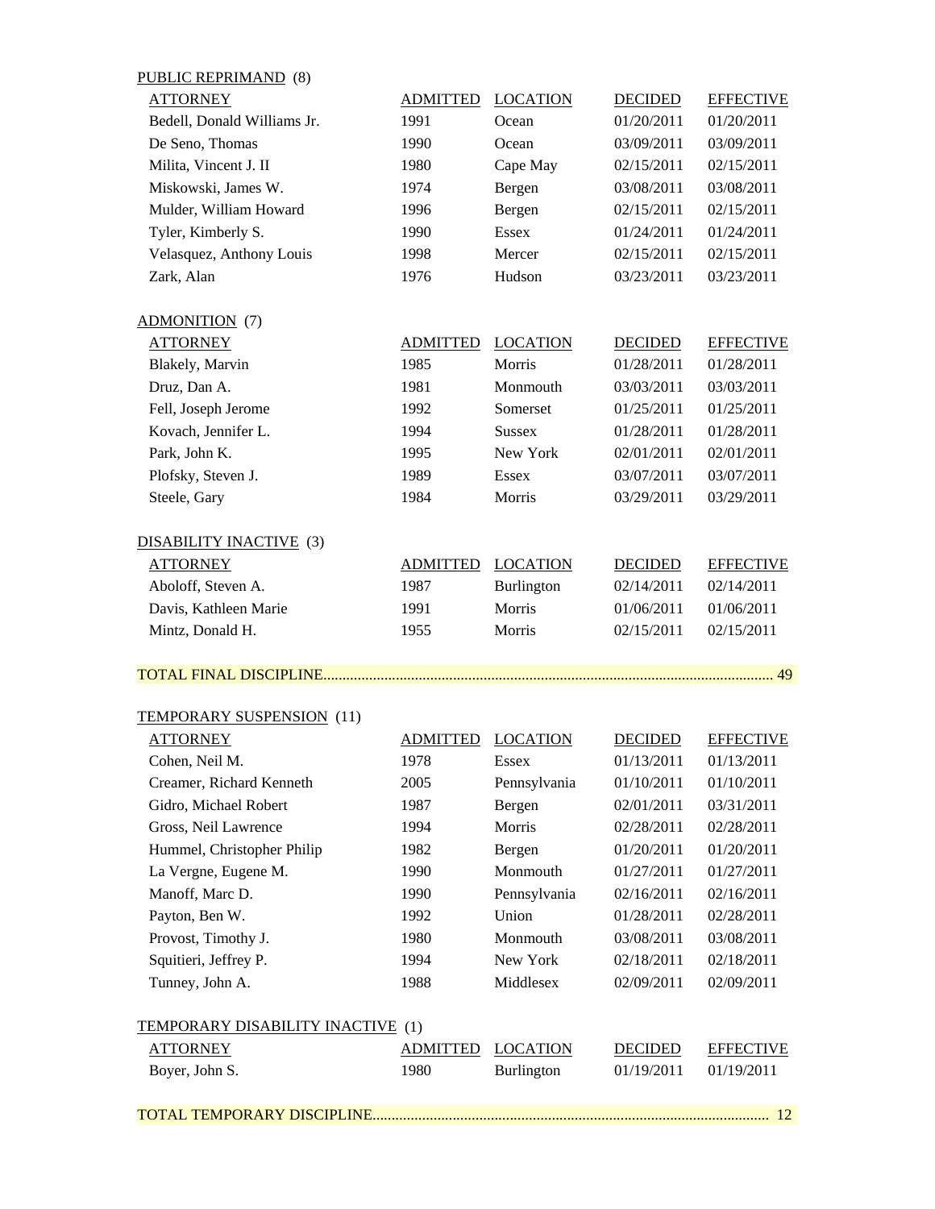PUBLIC REPRIMAND (8)

| ATTORNEY | ADMITTED | LOCATION | DECIDED | EFFECTIVE |
|---|---|---|---|---|
| Bedell, Donald Williams Jr. | 1991 | Ocean | 01/20/2011 | 01/20/2011 |
| De Seno, Thomas | 1990 | Ocean | 03/09/2011 | 03/09/2011 |
| Milita, Vincent J. II | 1980 | Cape May | 02/15/2011 | 02/15/2011 |
| Miskowski, James W. | 1974 | Bergen | 03/08/2011 | 03/08/2011 |
| Mulder, William Howard | 1996 | Bergen | 02/15/2011 | 02/15/2011 |
| Tyler, Kimberly S. | 1990 | Essex | 01/24/2011 | 01/24/2011 |
| Velasquez, Anthony Louis | 1998 | Mercer | 02/15/2011 | 02/15/2011 |
| Zark, Alan | 1976 | Hudson | 03/23/2011 | 03/23/2011 |

ADMONITION (7)

| ATTORNEY | ADMITTED | LOCATION | DECIDED | EFFECTIVE |
|---|---|---|---|---|
| Blakely, Marvin | 1985 | Morris | 01/28/2011 | 01/28/2011 |
| Druz, Dan A. | 1981 | Monmouth | 03/03/2011 | 03/03/2011 |
| Fell, Joseph Jerome | 1992 | Somerset | 01/25/2011 | 01/25/2011 |
| Kovach, Jennifer L. | 1994 | Sussex | 01/28/2011 | 01/28/2011 |
| Park, John K. | 1995 | New York | 02/01/2011 | 02/01/2011 |
| Plofsky, Steven J. | 1989 | Essex | 03/07/2011 | 03/07/2011 |
| Steele, Gary | 1984 | Morris | 03/29/2011 | 03/29/2011 |

DISABILITY INACTIVE (3)

| ATTORNEY | ADMITTED | LOCATION | DECIDED | EFFECTIVE |
|---|---|---|---|---|
| Aboloff, Steven A. | 1987 | Burlington | 02/14/2011 | 02/14/2011 |
| Davis, Kathleen Marie | 1991 | Morris | 01/06/2011 | 01/06/2011 |
| Mintz, Donald H. | 1955 | Morris | 02/15/2011 | 02/15/2011 |

TOTAL FINAL DISCIPLINE.................................................................................................................. 49

TEMPORARY SUSPENSION (11)

| ATTORNEY | ADMITTED | LOCATION | DECIDED | EFFECTIVE |
|---|---|---|---|---|
| Cohen, Neil M. | 1978 | Essex | 01/13/2011 | 01/13/2011 |
| Creamer, Richard Kenneth | 2005 | Pennsylvania | 01/10/2011 | 01/10/2011 |
| Gidro, Michael Robert | 1987 | Bergen | 02/01/2011 | 03/31/2011 |
| Gross, Neil Lawrence | 1994 | Morris | 02/28/2011 | 02/28/2011 |
| Hummel, Christopher Philip | 1982 | Bergen | 01/20/2011 | 01/20/2011 |
| La Vergne, Eugene M. | 1990 | Monmouth | 01/27/2011 | 01/27/2011 |
| Manoff, Marc D. | 1990 | Pennsylvania | 02/16/2011 | 02/16/2011 |
| Payton, Ben W. | 1992 | Union | 01/28/2011 | 02/28/2011 |
| Provost, Timothy J. | 1980 | Monmouth | 03/08/2011 | 03/08/2011 |
| Squitieri, Jeffrey P. | 1994 | New York | 02/18/2011 | 02/18/2011 |
| Tunney, John A. | 1988 | Middlesex | 02/09/2011 | 02/09/2011 |

TEMPORARY DISABILITY INACTIVE (1)

| ATTORNEY | ADMITTED | LOCATION | DECIDED | EFFECTIVE |
|---|---|---|---|---|
| Boyer, John S. | 1980 | Burlington | 01/19/2011 | 01/19/2011 |

TOTAL TEMPORARY DISCIPLINE....................................................................................................... 12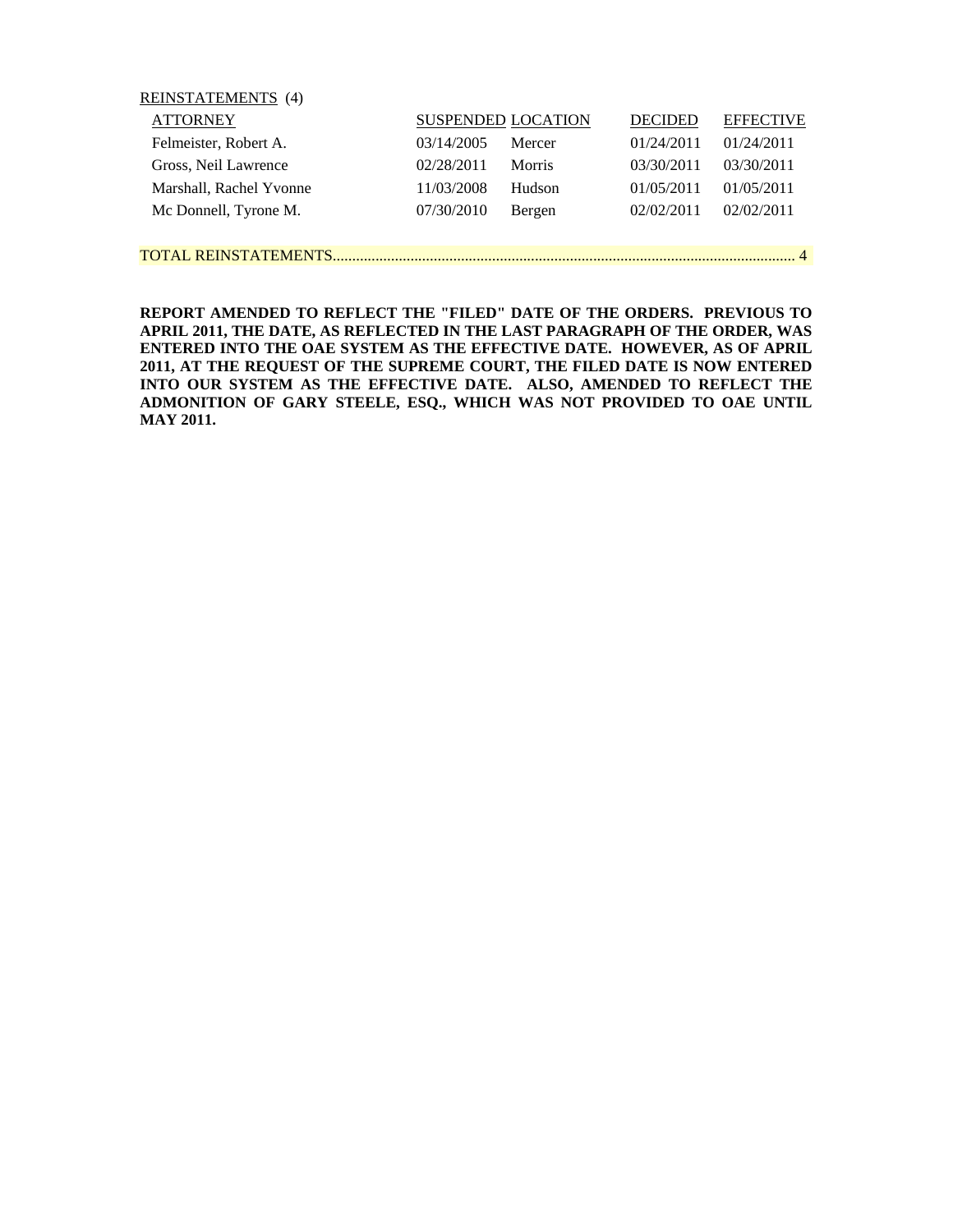REINSTATEMENTS (4)

| ATTORNEY | SUSPENDED | LOCATION | DECIDED | EFFECTIVE |
|---|---|---|---|---|
| Felmeister, Robert A. | 03/14/2005 | Mercer | 01/24/2011 | 01/24/2011 |
| Gross, Neil Lawrence | 02/28/2011 | Morris | 03/30/2011 | 03/30/2011 |
| Marshall, Rachel Yvonne | 11/03/2008 | Hudson | 01/05/2011 | 01/05/2011 |
| Mc Donnell, Tyrone M. | 07/30/2010 | Bergen | 02/02/2011 | 02/02/2011 |

TOTAL REINSTATEMENTS........................................................................................................................ 4

**REPORT AMENDED TO REFLECT THE "FILED" DATE OF THE ORDERS. PREVIOUS TO APRIL 2011, THE DATE, AS REFLECTED IN THE LAST PARAGRAPH OF THE ORDER, WAS ENTERED INTO THE OAE SYSTEM AS THE EFFECTIVE DATE. HOWEVER, AS OF APRIL 2011, AT THE REQUEST OF THE SUPREME COURT, THE FILED DATE IS NOW ENTERED INTO OUR SYSTEM AS THE EFFECTIVE DATE. ALSO, AMENDED TO REFLECT THE ADMONITION OF GARY STEELE, ESQ., WHICH WAS NOT PROVIDED TO OAE UNTIL MAY 2011.**